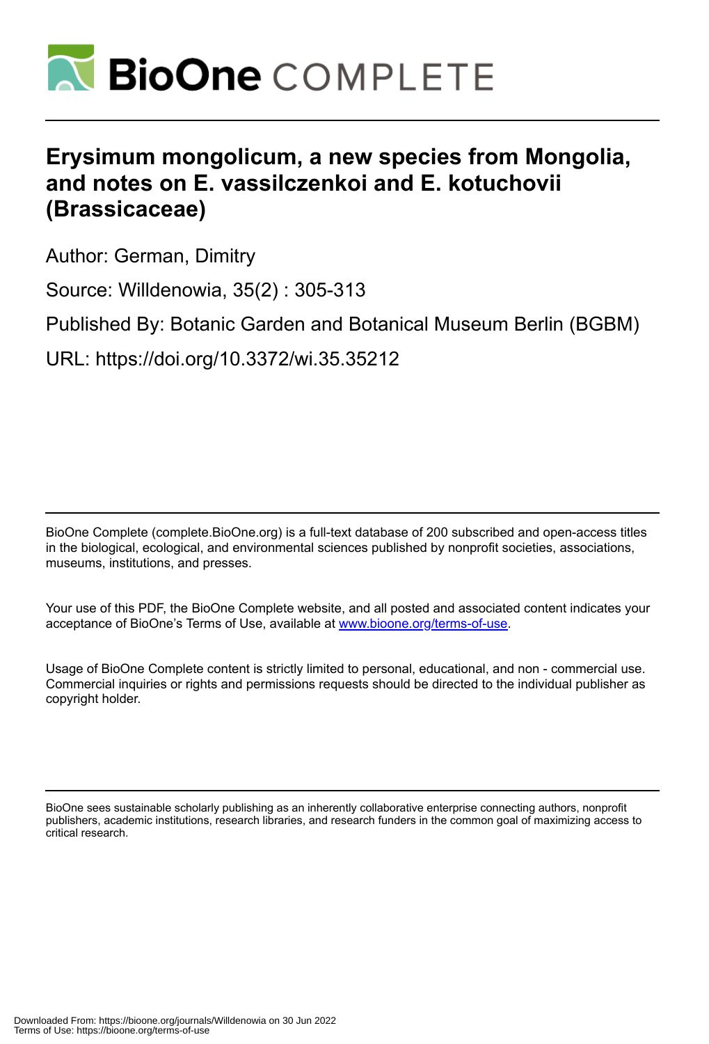# Erysimum mongolicum, a new species from Mongolia, and notes on E. vassilczenkoi and E. kotuchovii (Brassicaceae)

Author: German, Dimitry

Source: Willdenowia, 35(2) : 305-313

Published By: Botanic Garden and Botanical Museum Berlin (BGBM)

URL: https://doi.org/10.3372/wi.35.35212

BioOne Complete (complete.BioOne.org) is a full-text database of 200 subscribed and open-access titles in the biological, ecological, and environmental sciences published by nonprofit societies, associations, museums, institutions, and presses.

Your use of this PDF, the BioOne Complete website, and all posted and associated content indicates your acceptance of BioOne's Terms of Use, available at www.bioone.org/terms-of-use.

Usage of BioOne Complete content is strictly limited to personal, educational, and non - commercial use. Commercial inquiries or rights and permissions requests should be directed to the individual publisher as copyright holder.

BioOne sees sustainable scholarly publishing as an inherently collaborative enterprise connecting authors, nonprofit publishers, academic institutions, research libraries, and research funders in the common goal of maximizing access to critical research.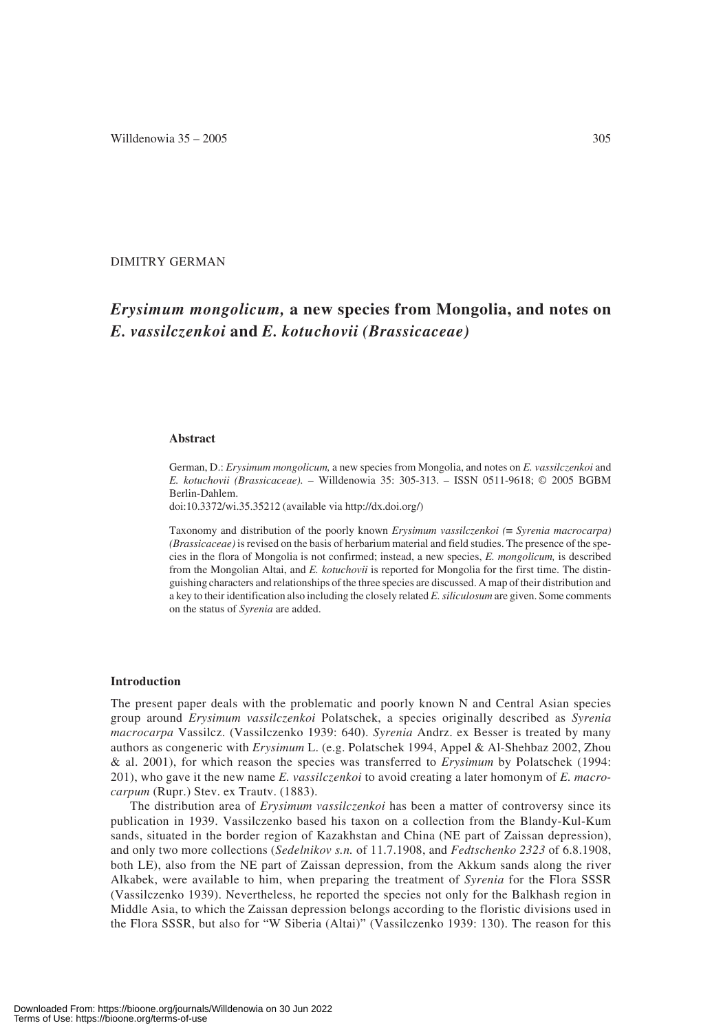DIMITRY GERMAN

# *Erysimum mongolicum,* a new species from Mongolia, and notes on *E. vassilczenkoi* and *E. kotuchovii (Brassicaceae)*

### Abstract

German, D.: *Erysimum mongolicum,* a new species from Mongolia, and notes on *E. vassilczenkoi* and *E. kotuchovii (Brassicaceae).* – Willdenowia 35: 305-313. – ISSN 0511-9618; © 2005 BGBM Berlin-Dahlem.
doi:10.3372/wi.35.35212 (available via http://dx.doi.org/)

Taxonomy and distribution of the poorly known *Erysimum vassilczenkoi (≡ Syrenia macrocarpa) (Brassicaceae)* is revised on the basis of herbarium material and field studies. The presence of the species in the flora of Mongolia is not confirmed; instead, a new species, *E. mongolicum,* is described from the Mongolian Altai, and *E. kotuchovii* is reported for Mongolia for the first time. The distinguishing characters and relationships of the three species are discussed. A map of their distribution and a key to their identification also including the closely related *E. siliculosum* are given. Some comments on the status of *Syrenia* are added.

### Introduction

The present paper deals with the problematic and poorly known N and Central Asian species group around *Erysimum vassilczenkoi* Polatschek, a species originally described as *Syrenia macrocarpa* Vassilcz. (Vassilczenko 1939: 640). *Syrenia* Andrz. ex Besser is treated by many authors as congeneric with *Erysimum* L. (e.g. Polatschek 1994, Appel & Al-Shehbaz 2002, Zhou & al. 2001), for which reason the species was transferred to *Erysimum* by Polatschek (1994: 201), who gave it the new name *E. vassilczenkoi* to avoid creating a later homonym of *E. macrocarpum* (Rupr.) Stev. ex Trautv. (1883).

The distribution area of *Erysimum vassilczenkoi* has been a matter of controversy since its publication in 1939. Vassilczenko based his taxon on a collection from the Blandy-Kul-Kum sands, situated in the border region of Kazakhstan and China (NE part of Zaissan depression), and only two more collections (*Sedelnikov s.n.* of 11.7.1908, and *Fedtschenko 2323* of 6.8.1908, both LE), also from the NE part of Zaissan depression, from the Akkum sands along the river Alkabek, were available to him, when preparing the treatment of *Syrenia* for the Flora SSSR (Vassilczenko 1939). Nevertheless, he reported the species not only for the Balkhash region in Middle Asia, to which the Zaissan depression belongs according to the floristic divisions used in the Flora SSSR, but also for "W Siberia (Altai)" (Vassilczenko 1939: 130). The reason for this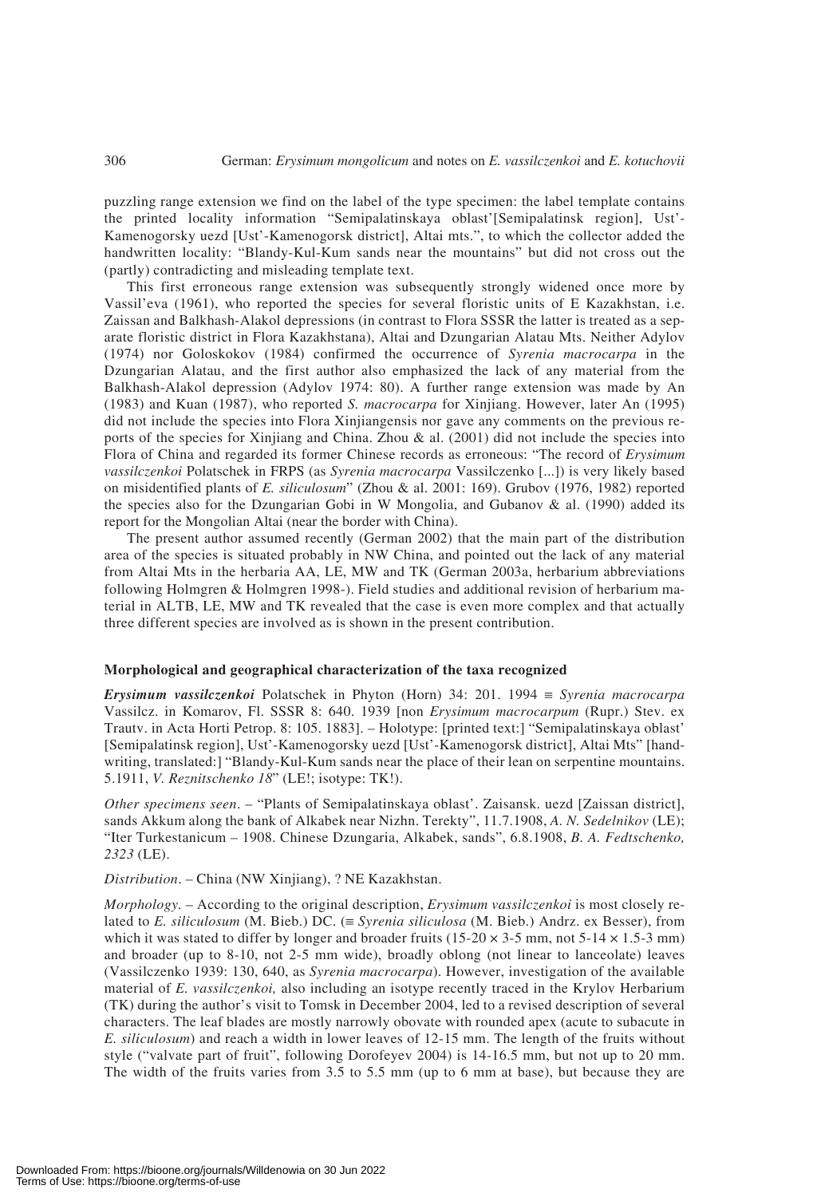puzzling range extension we find on the label of the type specimen: the label template contains the printed locality information "Semipalatinskaya oblast'[Semipalatinsk region], Ust'-Kamenogorsky uezd [Ust'-Kamenogorsk district], Altai mts.", to which the collector added the handwritten locality: "Blandy-Kul-Kum sands near the mountains" but did not cross out the (partly) contradicting and misleading template text.

This first erroneous range extension was subsequently strongly widened once more by Vassil'eva (1961), who reported the species for several floristic units of E Kazakhstan, i.e. Zaissan and Balkhash-Alakol depressions (in contrast to Flora SSSR the latter is treated as a separate floristic district in Flora Kazakhstana), Altai and Dzungarian Alatau Mts. Neither Adylov (1974) nor Goloskokov (1984) confirmed the occurrence of *Syrenia macrocarpa* in the Dzungarian Alatau, and the first author also emphasized the lack of any material from the Balkhash-Alakol depression (Adylov 1974: 80). A further range extension was made by An (1983) and Kuan (1987), who reported *S. macrocarpa* for Xinjiang. However, later An (1995) did not include the species into Flora Xinjiangensis nor gave any comments on the previous reports of the species for Xinjiang and China. Zhou & al. (2001) did not include the species into Flora of China and regarded its former Chinese records as erroneous: "The record of *Erysimum vassilczenkoi* Polatschek in FRPS (as *Syrenia macrocarpa* Vassilczenko [...]) is very likely based on misidentified plants of *E. siliculosum*" (Zhou & al. 2001: 169). Grubov (1976, 1982) reported the species also for the Dzungarian Gobi in W Mongolia, and Gubanov & al. (1990) added its report for the Mongolian Altai (near the border with China).

The present author assumed recently (German 2002) that the main part of the distribution area of the species is situated probably in NW China, and pointed out the lack of any material from Altai Mts in the herbaria AA, LE, MW and TK (German 2003a, herbarium abbreviations following Holmgren & Holmgren 1998-). Field studies and additional revision of herbarium material in ALTB, LE, MW and TK revealed that the case is even more complex and that actually three different species are involved as is shown in the present contribution.

### Morphological and geographical characterization of the taxa recognized

***Erysimum vassilczenkoi*** Polatschek in Phyton (Horn) 34: 201. 1994 ≡ *Syrenia macrocarpa* Vassilcz. in Komarov, Fl. SSSR 8: 640. 1939 [non *Erysimum macrocarpum* (Rupr.) Stev. ex Trautv. in Acta Horti Petrop. 8: 105. 1883]. – Holotype: [printed text:] "Semipalatinskaya oblast' [Semipalatinsk region], Ust'-Kamenogorsky uezd [Ust'-Kamenogorsk district], Altai Mts" [handwriting, translated:] "Blandy-Kul-Kum sands near the place of their lean on serpentine mountains. 5.1911, *V. Reznitschenko 18*" (LE!; isotype: TK!).

*Other specimens seen*. – "Plants of Semipalatinskaya oblast'. Zaisansk. uezd [Zaissan district], sands Akkum along the bank of Alkabek near Nizhn. Terekty", 11.7.1908, *A. N. Sedelnikov* (LE); "Iter Turkestanicum – 1908. Chinese Dzungaria, Alkabek, sands", 6.8.1908, *B. A. Fedtschenko, 2323* (LE).

*Distribution*. – China (NW Xinjiang), ? NE Kazakhstan.

*Morphology*. – According to the original description, *Erysimum vassilczenkoi* is most closely related to *E. siliculosum* (M. Bieb.) DC. (≡ *Syrenia siliculosa* (M. Bieb.) Andrz. ex Besser), from which it was stated to differ by longer and broader fruits (15-20 × 3-5 mm, not 5-14 × 1.5-3 mm) and broader (up to 8-10, not 2-5 mm wide), broadly oblong (not linear to lanceolate) leaves (Vassilczenko 1939: 130, 640, as *Syrenia macrocarpa*). However, investigation of the available material of *E. vassilczenkoi,* also including an isotype recently traced in the Krylov Herbarium (TK) during the author's visit to Tomsk in December 2004, led to a revised description of several characters. The leaf blades are mostly narrowly obovate with rounded apex (acute to subacute in *E. siliculosum*) and reach a width in lower leaves of 12-15 mm. The length of the fruits without style ("valvate part of fruit", following Dorofeyev 2004) is 14-16.5 mm, but not up to 20 mm. The width of the fruits varies from 3.5 to 5.5 mm (up to 6 mm at base), but because they are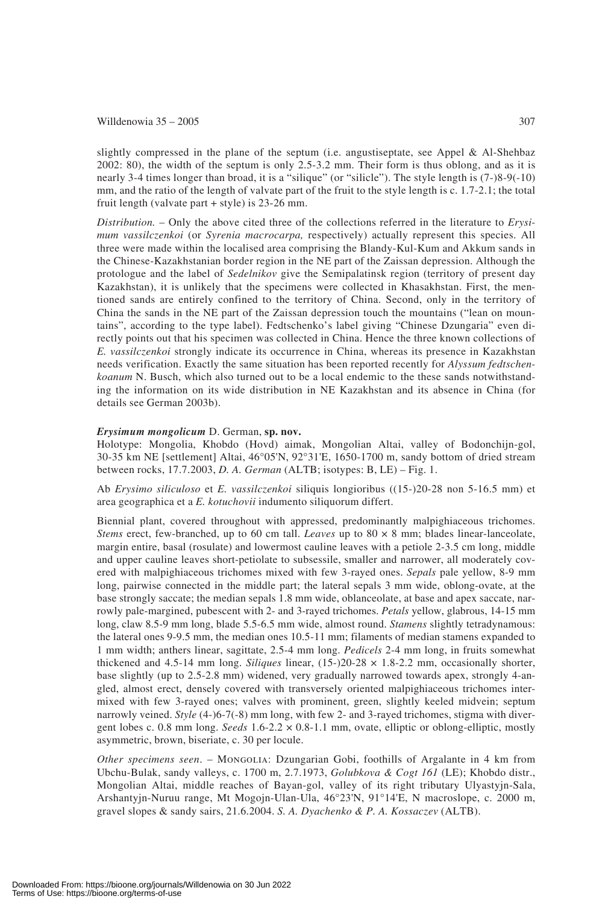slightly compressed in the plane of the septum (i.e. angustiseptate, see Appel & Al-Shehbaz 2002: 80), the width of the septum is only 2.5-3.2 mm. Their form is thus oblong, and as it is nearly 3-4 times longer than broad, it is a "silique" (or "silicle"). The style length is (7-)8-9(-10) mm, and the ratio of the length of valvate part of the fruit to the style length is c. 1.7-2.1; the total fruit length (valvate part + style) is 23-26 mm.

*Distribution.* – Only the above cited three of the collections referred in the literature to *Erysimum vassilczenkoi* (or *Syrenia macrocarpa,* respectively) actually represent this species. All three were made within the localised area comprising the Blandy-Kul-Kum and Akkum sands in the Chinese-Kazakhstanian border region in the NE part of the Zaissan depression. Although the protologue and the label of *Sedelnikov* give the Semipalatinsk region (territory of present day Kazakhstan), it is unlikely that the specimens were collected in Khasakhstan. First, the mentioned sands are entirely confined to the territory of China. Second, only in the territory of China the sands in the NE part of the Zaissan depression touch the mountains ("lean on mountains", according to the type label). Fedtschenko's label giving "Chinese Dzungaria" even directly points out that his specimen was collected in China. Hence the three known collections of *E. vassilczenkoi* strongly indicate its occurrence in China, whereas its presence in Kazakhstan needs verification. Exactly the same situation has been reported recently for *Alyssum fedtschenkoanum* N. Busch, which also turned out to be a local endemic to the these sands notwithstanding the information on its wide distribution in NE Kazakhstan and its absence in China (for details see German 2003b).

***Erysimum mongolicum*** **D. German, sp. nov.**

Holotype: Mongolia, Khobdo (Hovd) aimak, Mongolian Altai, valley of Bodonchijn-gol, 30-35 km NE [settlement] Altai, 46°05'N, 92°31'E, 1650-1700 m, sandy bottom of dried stream between rocks, 17.7.2003, *D. A. German* (ALTB; isotypes: B, LE) – Fig. 1.

Ab *Erysimo siliculoso* et *E. vassilczenkoi* siliquis longioribus ((15-)20-28 non 5-16.5 mm) et area geographica et a *E. kotuchovii* indumento siliquorum differt.

Biennial plant, covered throughout with appressed, predominantly malpighiaceous trichomes. *Stems* erect, few-branched, up to 60 cm tall. *Leaves* up to 80 × 8 mm; blades linear-lanceolate, margin entire, basal (rosulate) and lowermost cauline leaves with a petiole 2-3.5 cm long, middle and upper cauline leaves short-petiolate to subsessile, smaller and narrower, all moderately covered with malpighiaceous trichomes mixed with few 3-rayed ones. *Sepals* pale yellow, 8-9 mm long, pairwise connected in the middle part; the lateral sepals 3 mm wide, oblong-ovate, at the base strongly saccate; the median sepals 1.8 mm wide, oblanceolate, at base and apex saccate, narrowly pale-margined, pubescent with 2- and 3-rayed trichomes. *Petals* yellow, glabrous, 14-15 mm long, claw 8.5-9 mm long, blade 5.5-6.5 mm wide, almost round. *Stamens* slightly tetradynamous: the lateral ones 9-9.5 mm, the median ones 10.5-11 mm; filaments of median stamens expanded to 1 mm width; anthers linear, sagittate, 2.5-4 mm long. *Pedicels* 2-4 mm long, in fruits somewhat thickened and 4.5-14 mm long. *Siliques* linear, (15-)20-28 × 1.8-2.2 mm, occasionally shorter, base slightly (up to 2.5-2.8 mm) widened, very gradually narrowed towards apex, strongly 4-angled, almost erect, densely covered with transversely oriented malpighiaceous trichomes intermixed with few 3-rayed ones; valves with prominent, green, slightly keeled midvein; septum narrowly veined. *Style* (4-)6-7(-8) mm long, with few 2- and 3-rayed trichomes, stigma with divergent lobes c. 0.8 mm long. *Seeds* 1.6-2.2 × 0.8-1.1 mm, ovate, elliptic or oblong-elliptic, mostly asymmetric, brown, biseriate, c. 30 per locule.

*Other specimens seen*. – Mongolia: Dzungarian Gobi, foothills of Argalante in 4 km from Ubchu-Bulak, sandy valleys, c. 1700 m, 2.7.1973, *Golubkova & Cogt 161* (LE); Khobdo distr., Mongolian Altai, middle reaches of Bayan-gol, valley of its right tributary Ulyastyjn-Sala, Arshantyjn-Nuruu range, Mt Mogojn-Ulan-Ula, 46°23'N, 91°14'E, N macroslope, c. 2000 m, gravel slopes & sandy sairs, 21.6.2004. *S. A. Dyachenko & P. A. Kossaczev* (ALTB).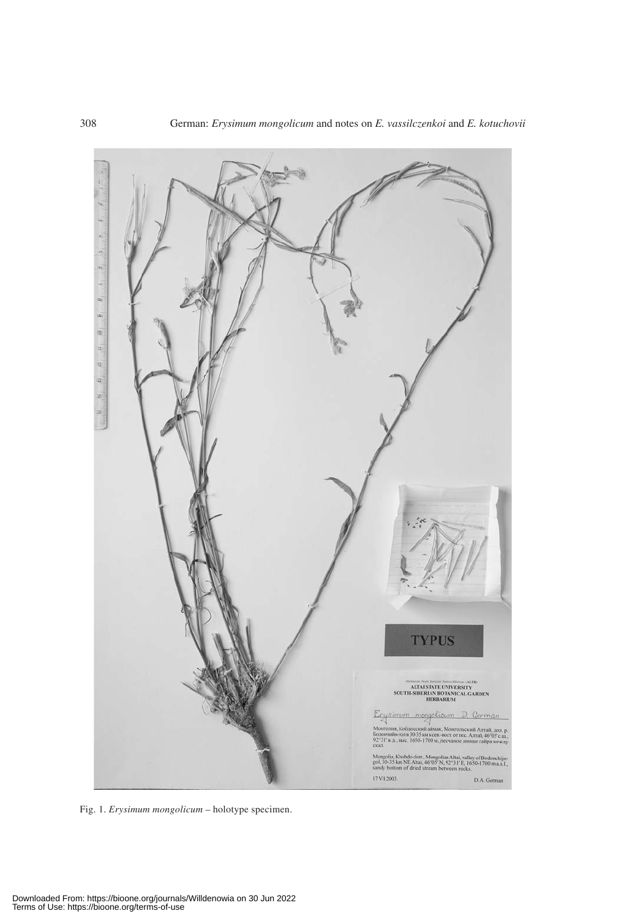Fig. 1. *Erysimum mongolicum* – holotype specimen.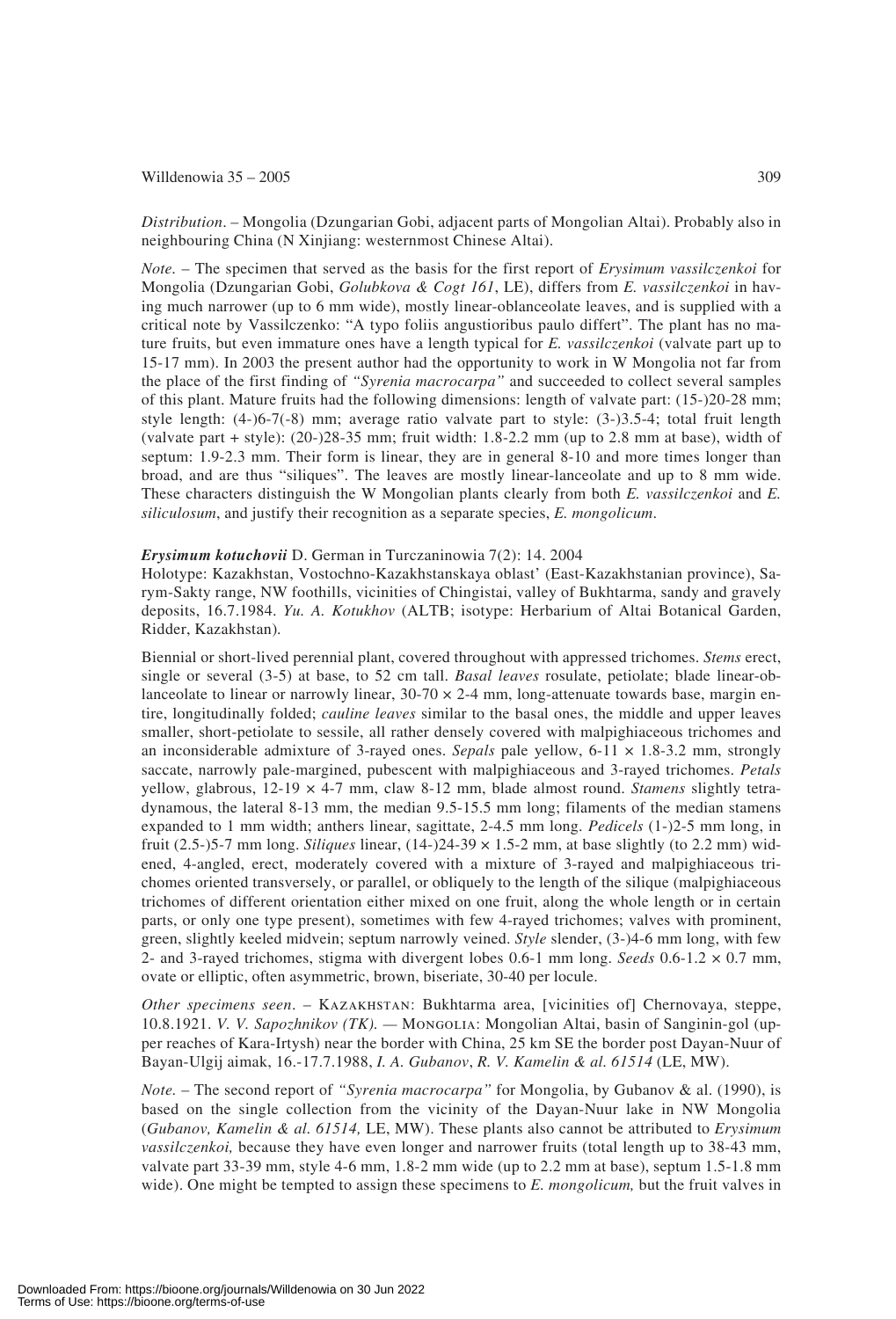*Distribution*. – Mongolia (Dzungarian Gobi, adjacent parts of Mongolian Altai). Probably also in neighbouring China (N Xinjiang: westernmost Chinese Altai).

*Note*. – The specimen that served as the basis for the first report of *Erysimum vassilczenkoi* for Mongolia (Dzungarian Gobi, *Golubkova & Cogt 161*, LE), differs from *E. vassilczenkoi* in having much narrower (up to 6 mm wide), mostly linear-oblanceolate leaves, and is supplied with a critical note by Vassilczenko: "A typo foliis angustioribus paulo differt". The plant has no mature fruits, but even immature ones have a length typical for *E. vassilczenkoi* (valvate part up to 15-17 mm). In 2003 the present author had the opportunity to work in W Mongolia not far from the place of the first finding of *"Syrenia macrocarpa"* and succeeded to collect several samples of this plant. Mature fruits had the following dimensions: length of valvate part: (15-)20-28 mm; style length: (4-)6-7(-8) mm; average ratio valvate part to style: (3-)3.5-4; total fruit length (valvate part + style): (20-)28-35 mm; fruit width: 1.8-2.2 mm (up to 2.8 mm at base), width of septum: 1.9-2.3 mm. Their form is linear, they are in general 8-10 and more times longer than broad, and are thus "siliques". The leaves are mostly linear-lanceolate and up to 8 mm wide. These characters distinguish the W Mongolian plants clearly from both *E. vassilczenkoi* and *E. siliculosum*, and justify their recognition as a separate species, *E. mongolicum*.

***Erysimum kotuchovii*** D. German in Turczaninowia 7(2): 14. 2004

Holotype: Kazakhstan, Vostochno-Kazakhstanskaya oblast' (East-Kazakhstanian province), Sarym-Sakty range, NW foothills, vicinities of Chingistai, valley of Bukhtarma, sandy and gravely deposits, 16.7.1984. *Yu. A. Kotukhov* (ALTB; isotype: Herbarium of Altai Botanical Garden, Ridder, Kazakhstan).

Biennial or short-lived perennial plant, covered throughout with appressed trichomes. *Stems* erect, single or several (3-5) at base, to 52 cm tall. *Basal leaves* rosulate, petiolate; blade linear-oblanceolate to linear or narrowly linear, 30-70 × 2-4 mm, long-attenuate towards base, margin entire, longitudinally folded; *cauline leaves* similar to the basal ones, the middle and upper leaves smaller, short-petiolate to sessile, all rather densely covered with malpighiaceous trichomes and an inconsiderable admixture of 3-rayed ones. *Sepals* pale yellow, 6-11 × 1.8-3.2 mm, strongly saccate, narrowly pale-margined, pubescent with malpighiaceous and 3-rayed trichomes. *Petals* yellow, glabrous, 12-19 × 4-7 mm, claw 8-12 mm, blade almost round. *Stamens* slightly tetradynamous, the lateral 8-13 mm, the median 9.5-15.5 mm long; filaments of the median stamens expanded to 1 mm width; anthers linear, sagittate, 2-4.5 mm long. *Pedicels* (1-)2-5 mm long, in fruit (2.5-)5-7 mm long. *Siliques* linear, (14-)24-39 × 1.5-2 mm, at base slightly (to 2.2 mm) widened, 4-angled, erect, moderately covered with a mixture of 3-rayed and malpighiaceous trichomes oriented transversely, or parallel, or obliquely to the length of the silique (malpighiaceous trichomes of different orientation either mixed on one fruit, along the whole length or in certain parts, or only one type present), sometimes with few 4-rayed trichomes; valves with prominent, green, slightly keeled midvein; septum narrowly veined. *Style* slender, (3-)4-6 mm long, with few 2- and 3-rayed trichomes, stigma with divergent lobes 0.6-1 mm long. *Seeds* 0.6-1.2 × 0.7 mm, ovate or elliptic, often asymmetric, brown, biseriate, 30-40 per locule.

*Other specimens seen*. – KAZAKHSTAN: Bukhtarma area, [vicinities of] Chernovaya, steppe, 10.8.1921. *V. V. Sapozhnikov (TK)*. — MONGOLIA: Mongolian Altai, basin of Sanginin-gol (upper reaches of Kara-Irtysh) near the border with China, 25 km SE the border post Dayan-Nuur of Bayan-Ulgij aimak, 16.-17.7.1988, *I. A. Gubanov*, *R. V. Kamelin & al. 61514* (LE, MW).

*Note*. – The second report of *"Syrenia macrocarpa"* for Mongolia, by Gubanov & al. (1990), is based on the single collection from the vicinity of the Dayan-Nuur lake in NW Mongolia (*Gubanov, Kamelin & al. 61514,* LE, MW). These plants also cannot be attributed to *Erysimum vassilczenkoi,* because they have even longer and narrower fruits (total length up to 38-43 mm, valvate part 33-39 mm, style 4-6 mm, 1.8-2 mm wide (up to 2.2 mm at base), septum 1.5-1.8 mm wide). One might be tempted to assign these specimens to *E. mongolicum,* but the fruit valves in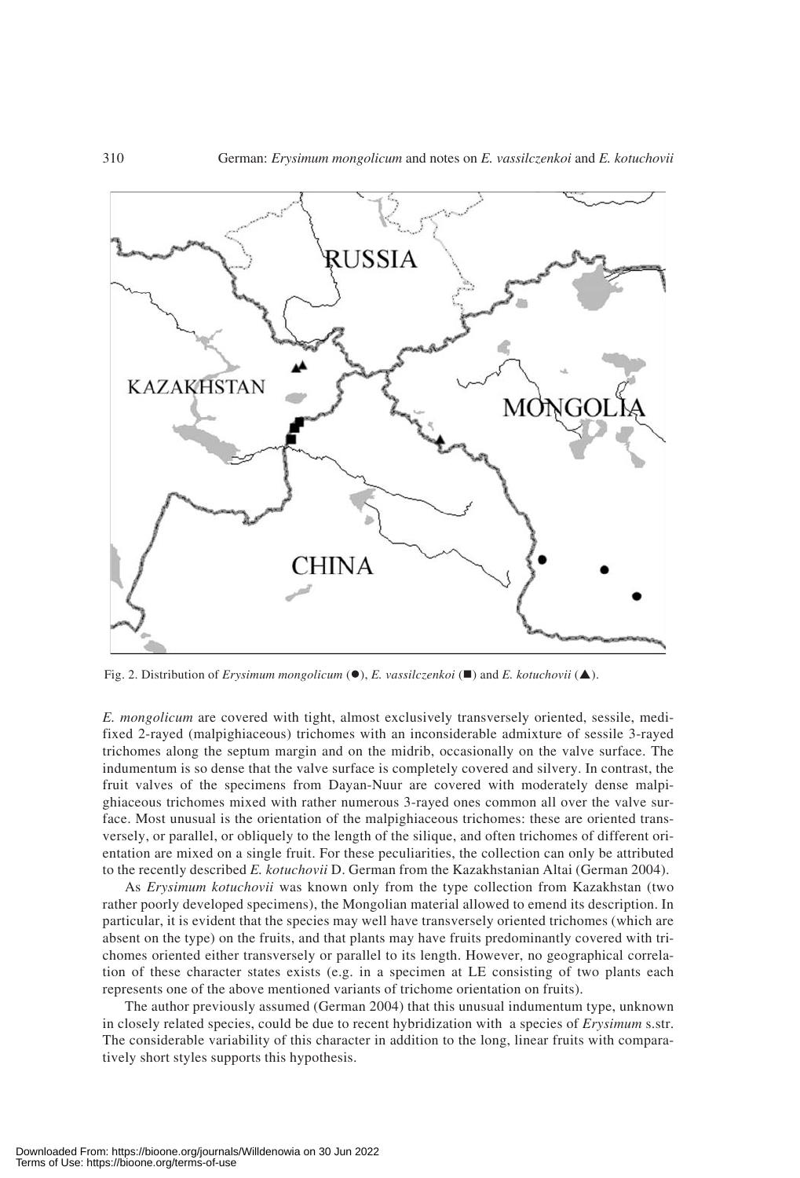Fig. 2. Distribution of *Erysimum mongolicum* (●), *E. vassilczenkoi* (■) and *E. kotuchovii* (▲).

*E. mongolicum* are covered with tight, almost exclusively transversely oriented, sessile, medifixed 2-rayed (malpighiaceous) trichomes with an inconsiderable admixture of sessile 3-rayed trichomes along the septum margin and on the midrib, occasionally on the valve surface. The indumentum is so dense that the valve surface is completely covered and silvery. In contrast, the fruit valves of the specimens from Dayan-Nuur are covered with moderately dense malpighiaceous trichomes mixed with rather numerous 3-rayed ones common all over the valve surface. Most unusual is the orientation of the malpighiaceous trichomes: these are oriented transversely, or parallel, or obliquely to the length of the silique, and often trichomes of different orientation are mixed on a single fruit. For these peculiarities, the collection can only be attributed to the recently described *E. kotuchovii* D. German from the Kazakhstanian Altai (German 2004).

As *Erysimum kotuchovii* was known only from the type collection from Kazakhstan (two rather poorly developed specimens), the Mongolian material allowed to emend its description. In particular, it is evident that the species may well have transversely oriented trichomes (which are absent on the type) on the fruits, and that plants may have fruits predominantly covered with trichomes oriented either transversely or parallel to its length. However, no geographical correlation of these character states exists (e.g. in a specimen at LE consisting of two plants each represents one of the above mentioned variants of trichome orientation on fruits).

The author previously assumed (German 2004) that this unusual indumentum type, unknown in closely related species, could be due to recent hybridization with a species of *Erysimum* s.str. The considerable variability of this character in addition to the long, linear fruits with comparatively short styles supports this hypothesis.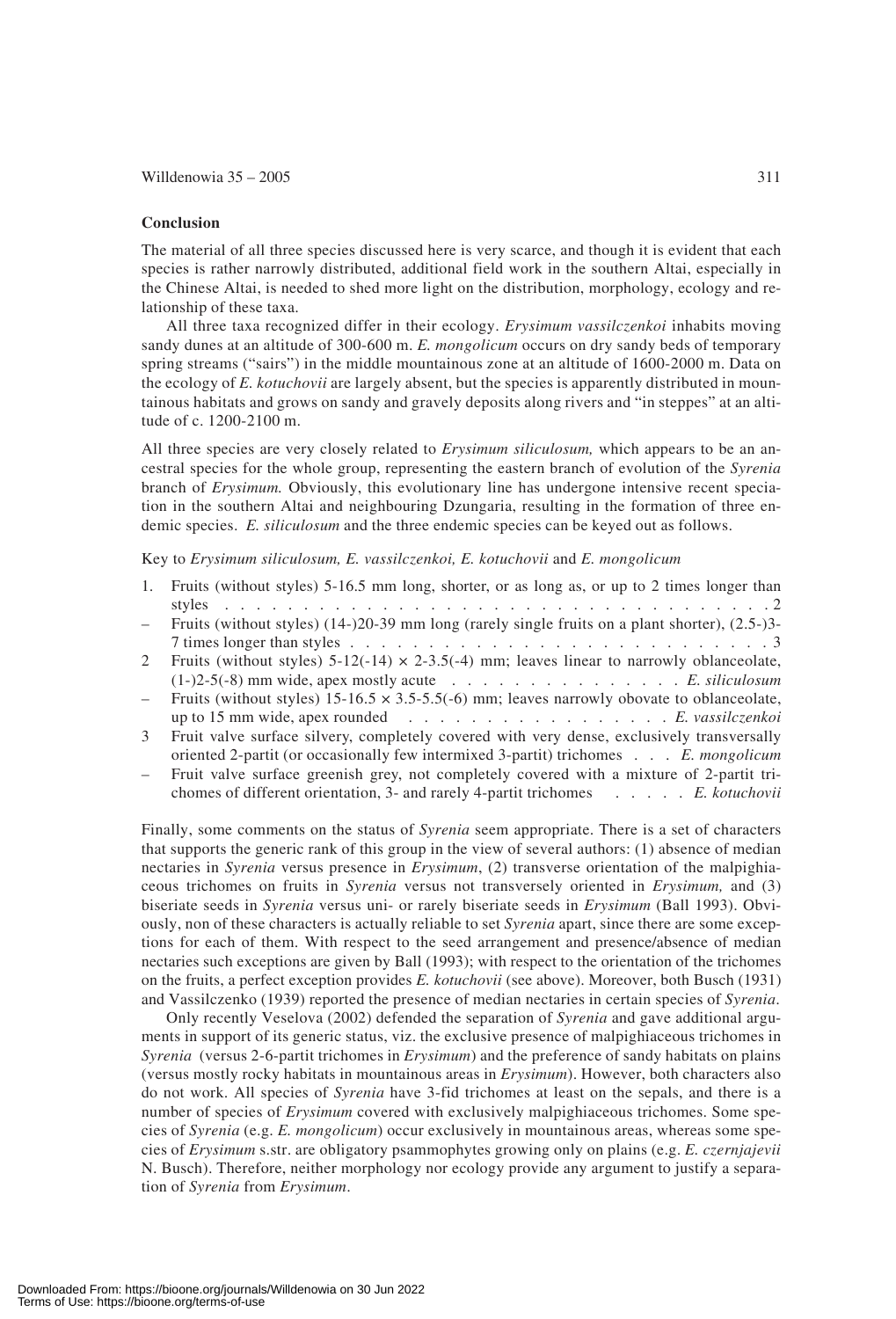## Conclusion

The material of all three species discussed here is very scarce, and though it is evident that each species is rather narrowly distributed, additional field work in the southern Altai, especially in the Chinese Altai, is needed to shed more light on the distribution, morphology, ecology and relationship of these taxa.

All three taxa recognized differ in their ecology. *Erysimum vassilczenkoi* inhabits moving sandy dunes at an altitude of 300-600 m. *E. mongolicum* occurs on dry sandy beds of temporary spring streams ("sairs") in the middle mountainous zone at an altitude of 1600-2000 m. Data on the ecology of *E. kotuchovii* are largely absent, but the species is apparently distributed in mountainous habitats and grows on sandy and gravely deposits along rivers and "in steppes" at an altitude of c. 1200-2100 m.

All three species are very closely related to *Erysimum siliculosum,* which appears to be an ancestral species for the whole group, representing the eastern branch of evolution of the *Syrenia* branch of *Erysimum.* Obviously, this evolutionary line has undergone intensive recent speciation in the southern Altai and neighbouring Dzungaria, resulting in the formation of three endemic species. *E. siliculosum* and the three endemic species can be keyed out as follows.

Key to *Erysimum siliculosum, E. vassilczenkoi, E. kotuchovii* and *E. mongolicum*

1. Fruits (without styles) 5-16.5 mm long, shorter, or as long as, or up to 2 times longer than styles . . . . . . . . . . . . . . . . . . . . . . . . . . . . . . . . . . . . 2
– Fruits (without styles) (14-)20-39 mm long (rarely single fruits on a plant shorter), (2.5-)3-7 times longer than styles . . . . . . . . . . . . . . . . . . . . . . . . . . . . 3
2 Fruits (without styles) 5-12(-14) × 2-3.5(-4) mm; leaves linear to narrowly oblanceolate, (1-)2-5(-8) mm wide, apex mostly acute . . . . . . . . . . . . . . . . *E. siliculosum*
– Fruits (without styles) 15-16.5 × 3.5-5.5(-6) mm; leaves narrowly obovate to oblanceolate, up to 15 mm wide, apex rounded . . . . . . . . . . . . . . . . . . *E. vassilczenkoi*
3 Fruit valve surface silvery, completely covered with very dense, exclusively transversally oriented 2-partit (or occasionally few intermixed 3-partit) trichomes . . . *E. mongolicum*
– Fruit valve surface greenish grey, not completely covered with a mixture of 2-partit trichomes of different orientation, 3- and rarely 4-partit trichomes . . . . . *E. kotuchovii*

Finally, some comments on the status of *Syrenia* seem appropriate. There is a set of characters that supports the generic rank of this group in the view of several authors: (1) absence of median nectaries in *Syrenia* versus presence in *Erysimum*, (2) transverse orientation of the malpighiaceous trichomes on fruits in *Syrenia* versus not transversely oriented in *Erysimum,* and (3) biseriate seeds in *Syrenia* versus uni- or rarely biseriate seeds in *Erysimum* (Ball 1993). Obviously, non of these characters is actually reliable to set *Syrenia* apart, since there are some exceptions for each of them. With respect to the seed arrangement and presence/absence of median nectaries such exceptions are given by Ball (1993); with respect to the orientation of the trichomes on the fruits, a perfect exception provides *E. kotuchovii* (see above). Moreover, both Busch (1931) and Vassilczenko (1939) reported the presence of median nectaries in certain species of *Syrenia*.

Only recently Veselova (2002) defended the separation of *Syrenia* and gave additional arguments in support of its generic status, viz. the exclusive presence of malpighiaceous trichomes in *Syrenia* (versus 2-6-partit trichomes in *Erysimum*) and the preference of sandy habitats on plains (versus mostly rocky habitats in mountainous areas in *Erysimum*). However, both characters also do not work. All species of *Syrenia* have 3-fid trichomes at least on the sepals, and there is a number of species of *Erysimum* covered with exclusively malpighiaceous trichomes. Some species of *Syrenia* (e.g. *E. mongolicum*) occur exclusively in mountainous areas, whereas some species of *Erysimum* s.str. are obligatory psammophytes growing only on plains (e.g. *E. czernjajevii* N. Busch). Therefore, neither morphology nor ecology provide any argument to justify a separation of *Syrenia* from *Erysimum*.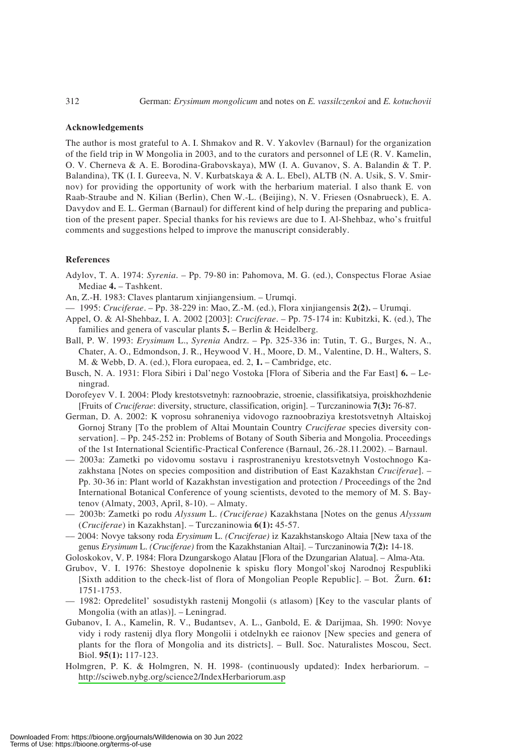## Acknowledgements

The author is most grateful to A. I. Shmakov and R. V. Yakovlev (Barnaul) for the organization of the field trip in W Mongolia in 2003, and to the curators and personnel of LE (R. V. Kamelin, O. V. Cherneva & A. E. Borodina-Grabovskaya), MW (I. A. Guvanov, S. A. Balandin & T. P. Balandina), TK (I. I. Gureeva, N. V. Kurbatskaya & A. L. Ebel), ALTB (N. A. Usik, S. V. Smirnov) for providing the opportunity of work with the herbarium material. I also thank E. von Raab-Straube and N. Kilian (Berlin), Chen W.-L. (Beijing), N. V. Friesen (Osnabrueck), E. A. Davydov and E. L. German (Barnaul) for different kind of help during the preparing and publication of the present paper. Special thanks for his reviews are due to I. Al-Shehbaz, who's fruitful comments and suggestions helped to improve the manuscript considerably.

## References

Adylov, T. A. 1974: *Syrenia*. – Pp. 79-80 in: Pahomova, M. G. (ed.), Conspectus Florae Asiae Mediae **4.** – Tashkent.

An, Z.-H. 1983: Claves plantarum xinjiangensium. – Urumqi.

— 1995: *Cruciferae*. – Pp. 38-229 in: Mao, Z.-M. (ed.), Flora xinjiangensis **2(2).** – Urumqi.

Appel, O. & Al-Shehbaz, I. A. 2002 [2003]: *Cruciferae*. – Pp. 75-174 in: Kubitzki, K. (ed.), The families and genera of vascular plants **5.** – Berlin & Heidelberg.

Ball, P. W. 1993: *Erysimum* L., *Syrenia* Andrz. – Pp. 325-336 in: Tutin, T. G., Burges, N. A., Chater, A. O., Edmondson, J. R., Heywood V. H., Moore, D. M., Valentine, D. H., Walters, S. M. & Webb, D. A. (ed.), Flora europaea, ed. 2, **1.** – Cambridge, etc.

Busch, N. A. 1931: Flora Sibiri i Dal'nego Vostoka [Flora of Siberia and the Far East] **6.** – Leningrad.

Dorofeyev V. I. 2004: Plody krestotsvetnyh: raznoobrazie, stroenie, classifikatsiya, proiskhozhdenie [Fruits of *Cruciferae*: diversity, structure, classification, origin]. – Turczaninowia **7(3):** 76-87.

German, D. A. 2002: K voprosu sohraneniya vidovogo raznoobraziya krestotsvetnyh Altaiskoj Gornoj Strany [To the problem of Altai Mountain Country *Cruciferae* species diversity conservation]. – Pp. 245-252 in: Problems of Botany of South Siberia and Mongolia. Proceedings of the 1st International Scientific-Practical Conference (Barnaul, 26.-28.11.2002). – Barnaul.

— 2003a: Zametki po vidovomu sostavu i rasprostraneniyu krestotsvetnyh Vostochnogo Kazakhstana [Notes on species composition and distribution of East Kazakhstan *Cruciferae*]. – Pp. 30-36 in: Plant world of Kazakhstan investigation and protection / Proceedings of the 2nd International Botanical Conference of young scientists, devoted to the memory of M. S. Baytenov (Almaty, 2003, April, 8-10). – Almaty.

— 2003b: Zametki po rodu *Alyssum* L. *(Cruciferae)* Kazakhstana [Notes on the genus *Alyssum* (*Cruciferae*) in Kazakhstan]. – Turczaninowia **6(1):** 45-57.

— 2004: Novye taksony roda *Erysimum* L. *(Cruciferae)* iz Kazakhstanskogo Altaia [New taxa of the genus *Erysimum* L. *(Cruciferae)* from the Kazakhstanian Altai]. – Turczaninowia **7(2):** 14-18.

Goloskokov, V. P. 1984: Flora Dzungarskogo Alatau [Flora of the Dzungarian Alatau]. – Alma-Ata.

Grubov, V. I. 1976: Shestoye dopolnenie k spisku flory Mongol'skoj Narodnoj Respubliki [Sixth addition to the check-list of flora of Mongolian People Republic]. – Bot. Žurn. **61:** 1751-1753.

— 1982: Opredelitel' sosudistykh rastenij Mongolii (s atlasom) [Key to the vascular plants of Mongolia (with an atlas)]. – Leningrad.

Gubanov, I. A., Kamelin, R. V., Budantsev, A. L., Ganbold, E. & Darijmaa, Sh. 1990: Novye vidy i rody rastenij dlya flory Mongolii i otdelnykh ee raionov [New species and genera of plants for the flora of Mongolia and its districts]. – Bull. Soc. Naturalistes Moscou, Sect. Biol. **95(1):** 117-123.

Holmgren, P. K. & Holmgren, N. H. 1998- (continuously updated): Index herbariorum. – http://sciweb.nybg.org/science2/IndexHerbariorum.asp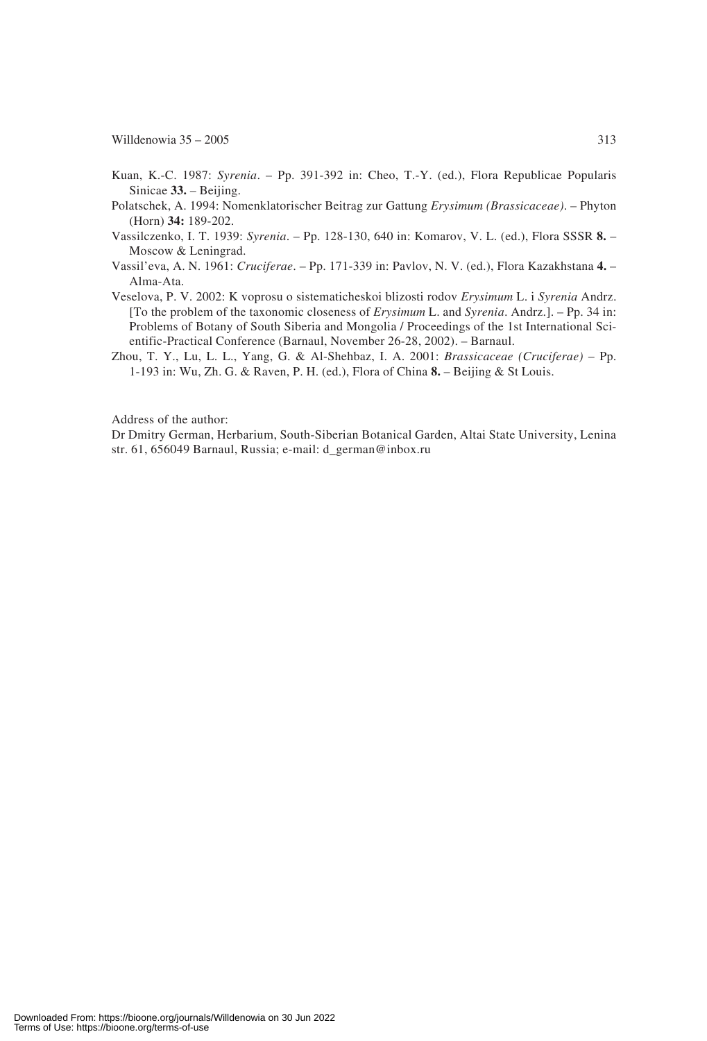Kuan, K.-C. 1987: *Syrenia*. – Pp. 391-392 in: Cheo, T.-Y. (ed.), Flora Republicae Popularis Sinicae **33.** – Beijing.

Polatschek, A. 1994: Nomenklatorischer Beitrag zur Gattung *Erysimum (Brassicaceae)*. – Phyton (Horn) **34:** 189-202.

Vassilczenko, I. T. 1939: *Syrenia*. – Pp. 128-130, 640 in: Komarov, V. L. (ed.), Flora SSSR **8.** – Moscow & Leningrad.

Vassil'eva, A. N. 1961: *Cruciferae*. – Pp. 171-339 in: Pavlov, N. V. (ed.), Flora Kazakhstana **4.** – Alma-Ata.

Veselova, P. V. 2002: K voprosu o sistematicheskoi blizosti rodov *Erysimum* L. i *Syrenia* Andrz. [To the problem of the taxonomic closeness of *Erysimum* L. and *Syrenia*. Andrz.]. – Pp. 34 in: Problems of Botany of South Siberia and Mongolia / Proceedings of the 1st International Scientific-Practical Conference (Barnaul, November 26-28, 2002). – Barnaul.

Zhou, T. Y., Lu, L. L., Yang, G. & Al-Shehbaz, I. A. 2001: *Brassicaceae (Cruciferae)* – Pp. 1-193 in: Wu, Zh. G. & Raven, P. H. (ed.), Flora of China **8.** – Beijing & St Louis.

Address of the author:

Dr Dmitry German, Herbarium, South-Siberian Botanical Garden, Altai State University, Lenina str. 61, 656049 Barnaul, Russia; e-mail: d_german@inbox.ru